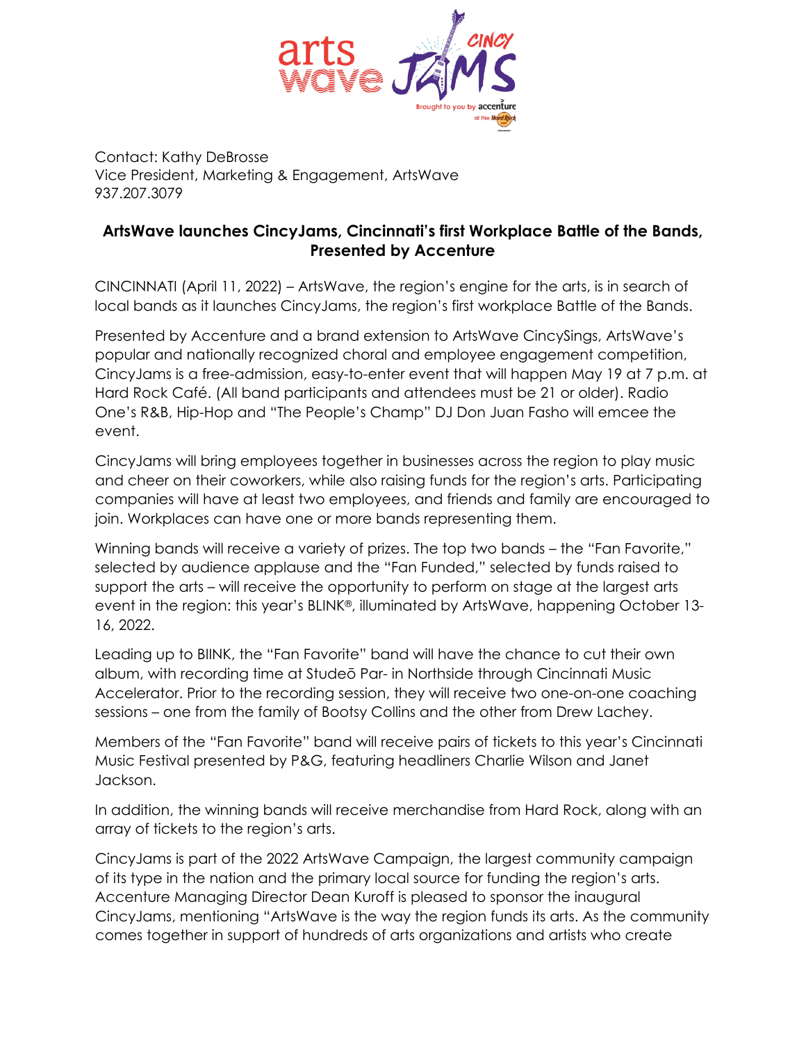Contact: Kathy DeBrosse
Vice President, Marketing & Engagement, ArtsWave
937.207.3079

**ArtsWave launches CincyJams, Cincinnati's first Workplace Battle of the Bands, Presented by Accenture**

CINCINNATI (April 11, 2022) – ArtsWave, the region's engine for the arts, is in search of local bands as it launches CincyJams, the region's first workplace Battle of the Bands.

Presented by Accenture and a brand extension to ArtsWave CincySings, ArtsWave's popular and nationally recognized choral and employee engagement competition, CincyJams is a free-admission, easy-to-enter event that will happen May 19 at 7 p.m. at Hard Rock Café. (All band participants and attendees must be 21 or older). Radio One's R&B, Hip-Hop and "The People's Champ" DJ Don Juan Fasho will emcee the event.

CincyJams will bring employees together in businesses across the region to play music and cheer on their coworkers, while also raising funds for the region's arts. Participating companies will have at least two employees, and friends and family are encouraged to join. Workplaces can have one or more bands representing them.

Winning bands will receive a variety of prizes. The top two bands – the "Fan Favorite," selected by audience applause and the "Fan Funded," selected by funds raised to support the arts – will receive the opportunity to perform on stage at the largest arts event in the region: this year's BLINK®, illuminated by ArtsWave, happening October 13-16, 2022.

Leading up to BIINK, the "Fan Favorite" band will have the chance to cut their own album, with recording time at Studeō Par- in Northside through Cincinnati Music Accelerator. Prior to the recording session, they will receive two one-on-one coaching sessions – one from the family of Bootsy Collins and the other from Drew Lachey.

Members of the "Fan Favorite" band will receive pairs of tickets to this year's Cincinnati Music Festival presented by P&G, featuring headliners Charlie Wilson and Janet Jackson.

In addition, the winning bands will receive merchandise from Hard Rock, along with an array of tickets to the region's arts.

CincyJams is part of the 2022 ArtsWave Campaign, the largest community campaign of its type in the nation and the primary local source for funding the region's arts. Accenture Managing Director Dean Kuroff is pleased to sponsor the inaugural CincyJams, mentioning "ArtsWave is the way the region funds its arts. As the community comes together in support of hundreds of arts organizations and artists who create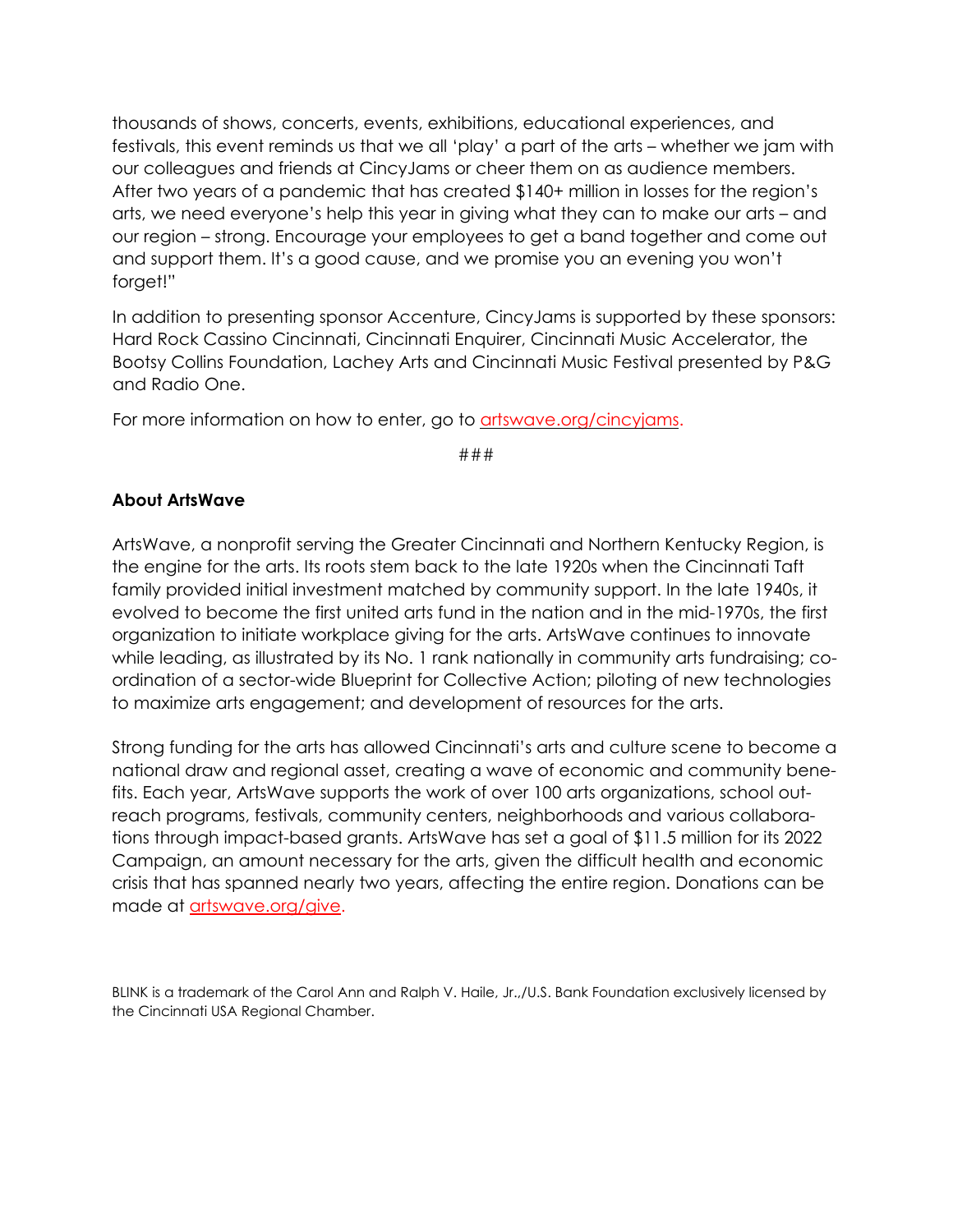thousands of shows, concerts, events, exhibitions, educational experiences, and festivals, this event reminds us that we all 'play' a part of the arts – whether we jam with our colleagues and friends at CincyJams or cheer them on as audience members. After two years of a pandemic that has created $140+ million in losses for the region's arts, we need everyone's help this year in giving what they can to make our arts – and our region – strong. Encourage your employees to get a band together and come out and support them. It's a good cause, and we promise you an evening you won't forget!"

In addition to presenting sponsor Accenture, CincyJams is supported by these sponsors: Hard Rock Cassino Cincinnati, Cincinnati Enquirer, Cincinnati Music Accelerator, the Bootsy Collins Foundation, Lachey Arts and Cincinnati Music Festival presented by P&G and Radio One.

For more information on how to enter, go to [artswave.org/cincyjams](artswave.org/cincyjams).

###

**About ArtsWave**

ArtsWave, a nonprofit serving the Greater Cincinnati and Northern Kentucky Region, is the engine for the arts. Its roots stem back to the late 1920s when the Cincinnati Taft family provided initial investment matched by community support. In the late 1940s, it evolved to become the first united arts fund in the nation and in the mid-1970s, the first organization to initiate workplace giving for the arts. ArtsWave continues to innovate while leading, as illustrated by its No. 1 rank nationally in community arts fundraising; co-ordination of a sector-wide Blueprint for Collective Action; piloting of new technologies to maximize arts engagement; and development of resources for the arts.

Strong funding for the arts has allowed Cincinnati's arts and culture scene to become a national draw and regional asset, creating a wave of economic and community benefits. Each year, ArtsWave supports the work of over 100 arts organizations, school outreach programs, festivals, community centers, neighborhoods and various collaborations through impact-based grants. ArtsWave has set a goal of $11.5 million for its 2022 Campaign, an amount necessary for the arts, given the difficult health and economic crisis that has spanned nearly two years, affecting the entire region. Donations can be made at [artswave.org/give](artswave.org/give).

BLINK is a trademark of the Carol Ann and Ralph V. Haile, Jr.,/U.S. Bank Foundation exclusively licensed by the Cincinnati USA Regional Chamber.